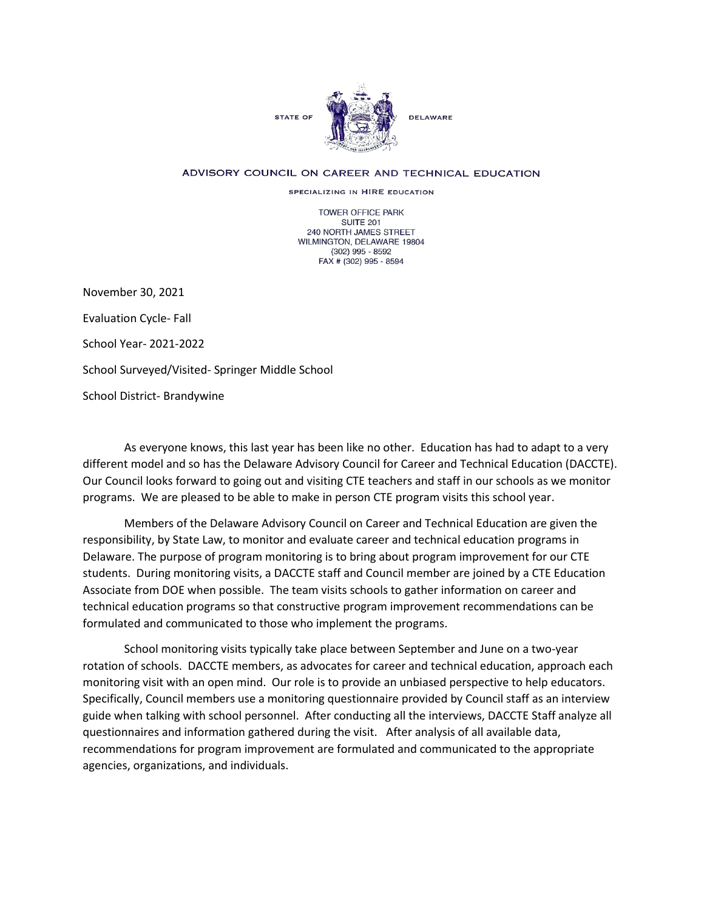STATE OF DELAWARE

ADVISORY COUNCIL ON CAREER AND TECHNICAL EDUCATION

SPECIALIZING IN HIRE EDUCATION

TOWER OFFICE PARK
SUITE 201
240 NORTH JAMES STREET
WILMINGTON, DELAWARE 19804
(302) 995 - 8592
FAX # (302) 995 - 8594

November 30, 2021

Evaluation Cycle- Fall

School Year- 2021-2022

School Surveyed/Visited- Springer Middle School

School District- Brandywine

As everyone knows, this last year has been like no other. Education has had to adapt to a very different model and so has the Delaware Advisory Council for Career and Technical Education (DACCTE). Our Council looks forward to going out and visiting CTE teachers and staff in our schools as we monitor programs. We are pleased to be able to make in person CTE program visits this school year.

Members of the Delaware Advisory Council on Career and Technical Education are given the responsibility, by State Law, to monitor and evaluate career and technical education programs in Delaware. The purpose of program monitoring is to bring about program improvement for our CTE students. During monitoring visits, a DACCTE staff and Council member are joined by a CTE Education Associate from DOE when possible. The team visits schools to gather information on career and technical education programs so that constructive program improvement recommendations can be formulated and communicated to those who implement the programs.

School monitoring visits typically take place between September and June on a two-year rotation of schools. DACCTE members, as advocates for career and technical education, approach each monitoring visit with an open mind. Our role is to provide an unbiased perspective to help educators. Specifically, Council members use a monitoring questionnaire provided by Council staff as an interview guide when talking with school personnel. After conducting all the interviews, DACCTE Staff analyze all questionnaires and information gathered during the visit. After analysis of all available data, recommendations for program improvement are formulated and communicated to the appropriate agencies, organizations, and individuals.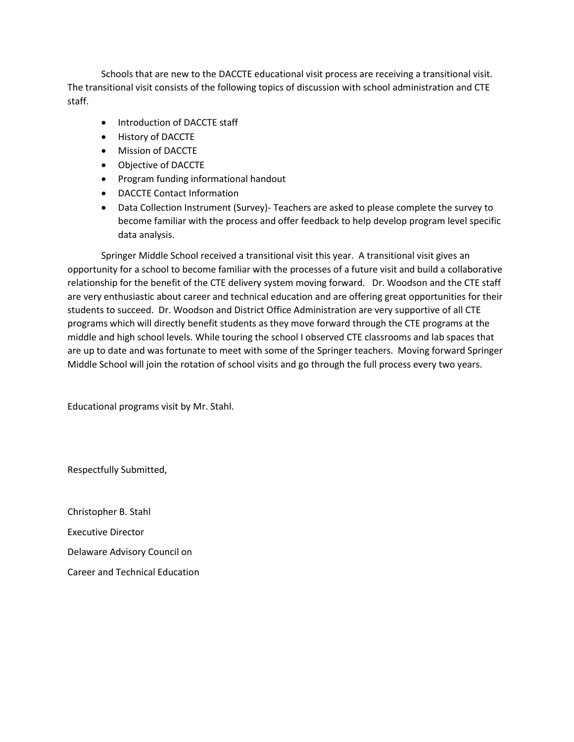Schools that are new to the DACCTE educational visit process are receiving a transitional visit. The transitional visit consists of the following topics of discussion with school administration and CTE staff.

- Introduction of DACCTE staff
- History of DACCTE
- Mission of DACCTE
- Objective of DACCTE
- Program funding informational handout
- DACCTE Contact Information
- Data Collection Instrument (Survey)- Teachers are asked to please complete the survey to become familiar with the process and offer feedback to help develop program level specific data analysis.

Springer Middle School received a transitional visit this year. A transitional visit gives an opportunity for a school to become familiar with the processes of a future visit and build a collaborative relationship for the benefit of the CTE delivery system moving forward. Dr. Woodson and the CTE staff are very enthusiastic about career and technical education and are offering great opportunities for their students to succeed. Dr. Woodson and District Office Administration are very supportive of all CTE programs which will directly benefit students as they move forward through the CTE programs at the middle and high school levels. While touring the school I observed CTE classrooms and lab spaces that are up to date and was fortunate to meet with some of the Springer teachers. Moving forward Springer Middle School will join the rotation of school visits and go through the full process every two years.

Educational programs visit by Mr. Stahl.

Respectfully Submitted,

Christopher B. Stahl

Executive Director

Delaware Advisory Council on

Career and Technical Education